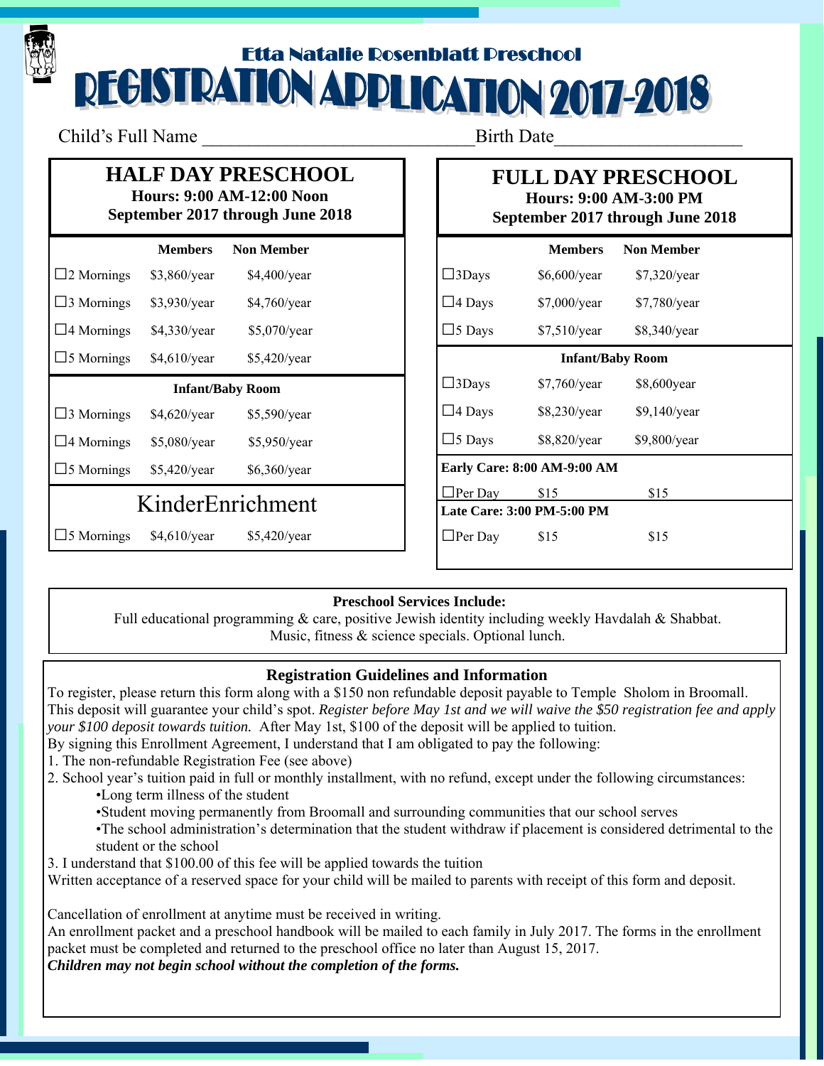# Etta Natalie Rosenblatt Preschool

# REGISTRATION APPLICATION 2017-2018

Child's Full Name \_\_\_\_\_\_\_\_\_\_\_\_\_\_\_\_\_\_\_\_\_\_\_\_\_\_\_\_\_\_Birth Date\_\_\_\_\_\_\_\_\_\_\_\_\_\_\_\_\_\_\_\_

## HALF DAY PRESCHOOL

**Hours: 9:00 AM-12:00 Noon**
**September 2017 through June 2018**

| | Members | Non Member |
|---|---|---|
| ☐2 Mornings | $3,860/year | $4,400/year |
| ☐3 Mornings | $3,930/year | $4,760/year |
| ☐4 Mornings | $4,330/year | $5,070/year |
| ☐5 Mornings | $4,610/year | $5,420/year |
| **Infant/Baby Room** | | |
| ☐3 Mornings | $4,620/year | $5,590/year |
| ☐4 Mornings | $5,080/year | $5,950/year |
| ☐5 Mornings | $5,420/year | $6,360/year |

### KinderEnrichment

| | Members | Non Member |
|---|---|---|
| ☐5 Mornings | $4,610/year | $5,420/year |

## FULL DAY PRESCHOOL

**Hours: 9:00 AM-3:00 PM**
**September 2017 through June 2018**

| | Members | Non Member |
|---|---|---|
| ☐3Days | $6,600/year | $7,320/year |
| ☐4 Days | $7,000/year | $7,780/year |
| ☐5 Days | $7,510/year | $8,340/year |
| **Infant/Baby Room** | | |
| ☐3Days | $7,760/year | $8,600year |
| ☐4 Days | $8,230/year | $9,140/year |
| ☐5 Days | $8,820/year | $9,800/year |
| **Early Care: 8:00 AM-9:00 AM** | | |
| ☐Per Day | $15 | $15 |
| **Late Care: 3:00 PM-5:00 PM** | | |
| ☐Per Day | $15 | $15 |

**Preschool Services Include:**

Full educational programming & care, positive Jewish identity including weekly Havdalah & Shabbat. Music, fitness & science specials. Optional lunch.

### Registration Guidelines and Information

To register, please return this form along with a $150 non refundable deposit payable to Temple Sholom in Broomall. This deposit will guarantee your child's spot. *Register before May 1st and we will waive the $50 registration fee and apply your $100 deposit towards tuition.* After May 1st, $100 of the deposit will be applied to tuition.

By signing this Enrollment Agreement, I understand that I am obligated to pay the following:

1. The non-refundable Registration Fee (see above)
2. School year's tuition paid in full or monthly installment, with no refund, except under the following circumstances:
   - Long term illness of the student
   - Student moving permanently from Broomall and surrounding communities that our school serves
   - The school administration's determination that the student withdraw if placement is considered detrimental to the student or the school
3. I understand that $100.00 of this fee will be applied towards the tuition

Written acceptance of a reserved space for your child will be mailed to parents with receipt of this form and deposit.

Cancellation of enrollment at anytime must be received in writing.

An enrollment packet and a preschool handbook will be mailed to each family in July 2017. The forms in the enrollment packet must be completed and returned to the preschool office no later than August 15, 2017.

***Children may not begin school without the completion of the forms.***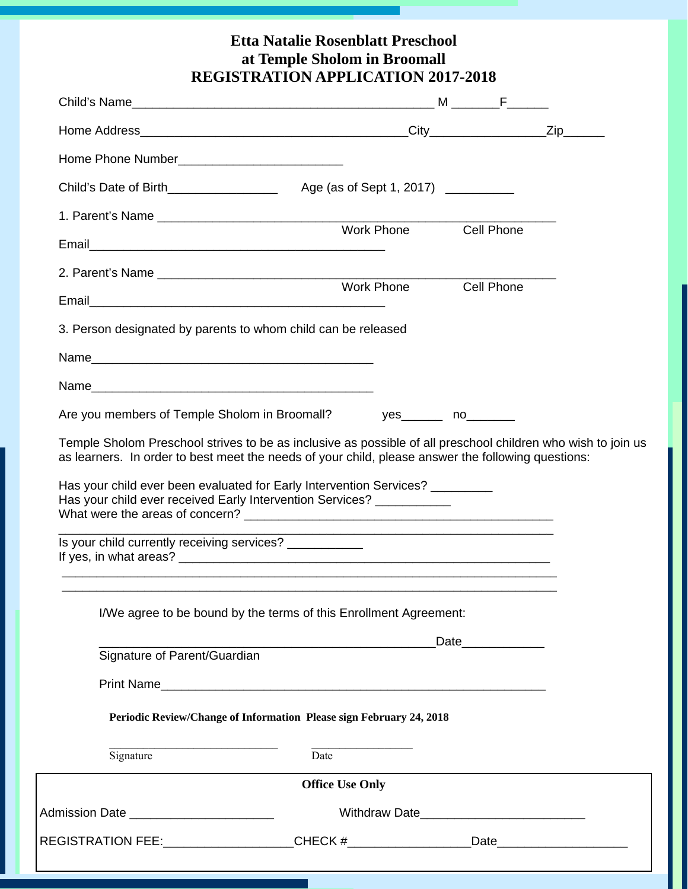# Etta Natalie Rosenblatt Preschool
# at Temple Sholom in Broomall
# REGISTRATION APPLICATION 2017-2018

Child's Name_____________________________________________ M _______F______

Home Address_______________________________________City________________Zip______

Home Phone Number________________________

Child's Date of Birth________________ Age (as of Sept 1, 2017) __________

1. Parent's Name ___________________________________________________________

Work Phone Cell Phone

Email____________________________________________

2. Parent's Name ___________________________________________________________

Work Phone Cell Phone

Email____________________________________________

3. Person designated by parents to whom child can be released

Name__________________________________________

Name__________________________________________

Are you members of Temple Sholom in Broomall? yes______ no_______

Temple Sholom Preschool strives to be as inclusive as possible of all preschool children who wish to join us as learners. In order to best meet the needs of your child, please answer the following questions:

Has your child ever been evaluated for Early Intervention Services? _________
Has your child ever received Early Intervention Services? ___________
What were the areas of concern? ______________________________________________
__________________________________________________________________________
Is your child currently receiving services? ___________
If yes, in what areas? ________________________________________________________
__________________________________________________________________________
__________________________________________________________________________

I/We agree to be bound by the terms of this Enrollment Agreement:

__________________________________________________Date____________
Signature of Parent/Guardian

Print Name_________________________________________________________

**Periodic Review/Change of Information Please sign February 24, 2018**

______________________________ __________________
Signature Date

**Office Use Only**

Admission Date _____________________ Withdraw Date________________________

REGISTRATION FEE:___________________CHECK #_________________Date___________________